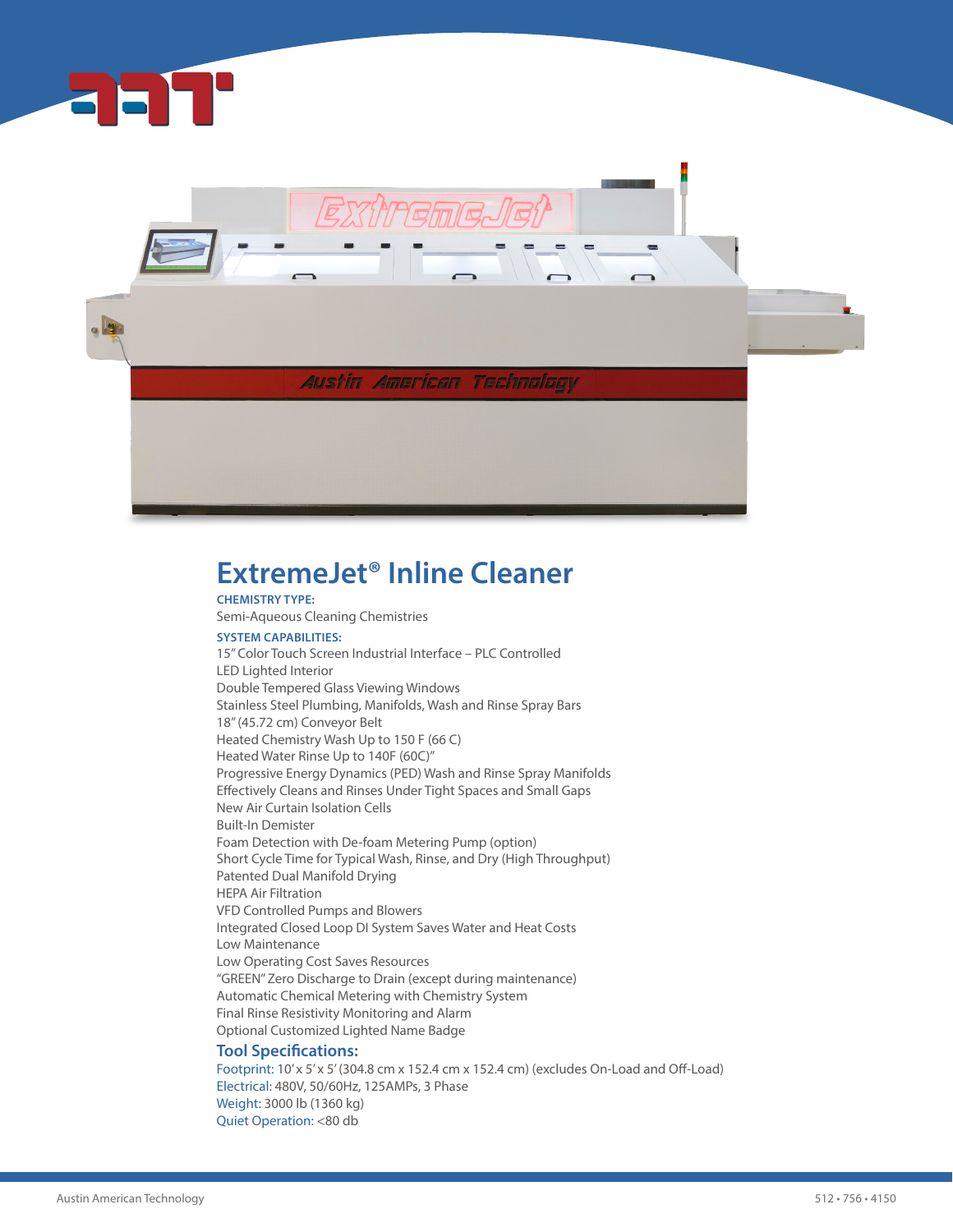# ExtremeJet® Inline Cleaner

**CHEMISTRY TYPE:**

Semi-Aqueous Cleaning Chemistries

**SYSTEM CAPABILITIES:**

15" Color Touch Screen Industrial Interface – PLC Controlled
LED Lighted Interior
Double Tempered Glass Viewing Windows
Stainless Steel Plumbing, Manifolds, Wash and Rinse Spray Bars
18" (45.72 cm) Conveyor Belt
Heated Chemistry Wash Up to 150 F (66 C)
Heated Water Rinse Up to 140F (60C)"
Progressive Energy Dynamics (PED) Wash and Rinse Spray Manifolds
Effectively Cleans and Rinses Under Tight Spaces and Small Gaps
New Air Curtain Isolation Cells
Built-In Demister
Foam Detection with De-foam Metering Pump (option)
Short Cycle Time for Typical Wash, Rinse, and Dry (High Throughput)
Patented Dual Manifold Drying
HEPA Air Filtration
VFD Controlled Pumps and Blowers
Integrated Closed Loop DI System Saves Water and Heat Costs
Low Maintenance
Low Operating Cost Saves Resources
"GREEN" Zero Discharge to Drain (except during maintenance)
Automatic Chemical Metering with Chemistry System
Final Rinse Resistivity Monitoring and Alarm
Optional Customized Lighted Name Badge

## Tool Specifications:

Footprint: 10' x 5' x 5' (304.8 cm x 152.4 cm x 152.4 cm) (excludes On-Load and Off-Load)
Electrical: 480V, 50/60Hz, 125AMPs, 3 Phase
Weight: 3000 lb (1360 kg)
Quiet Operation: <80 db

Austin American Technology 512 • 756 • 4150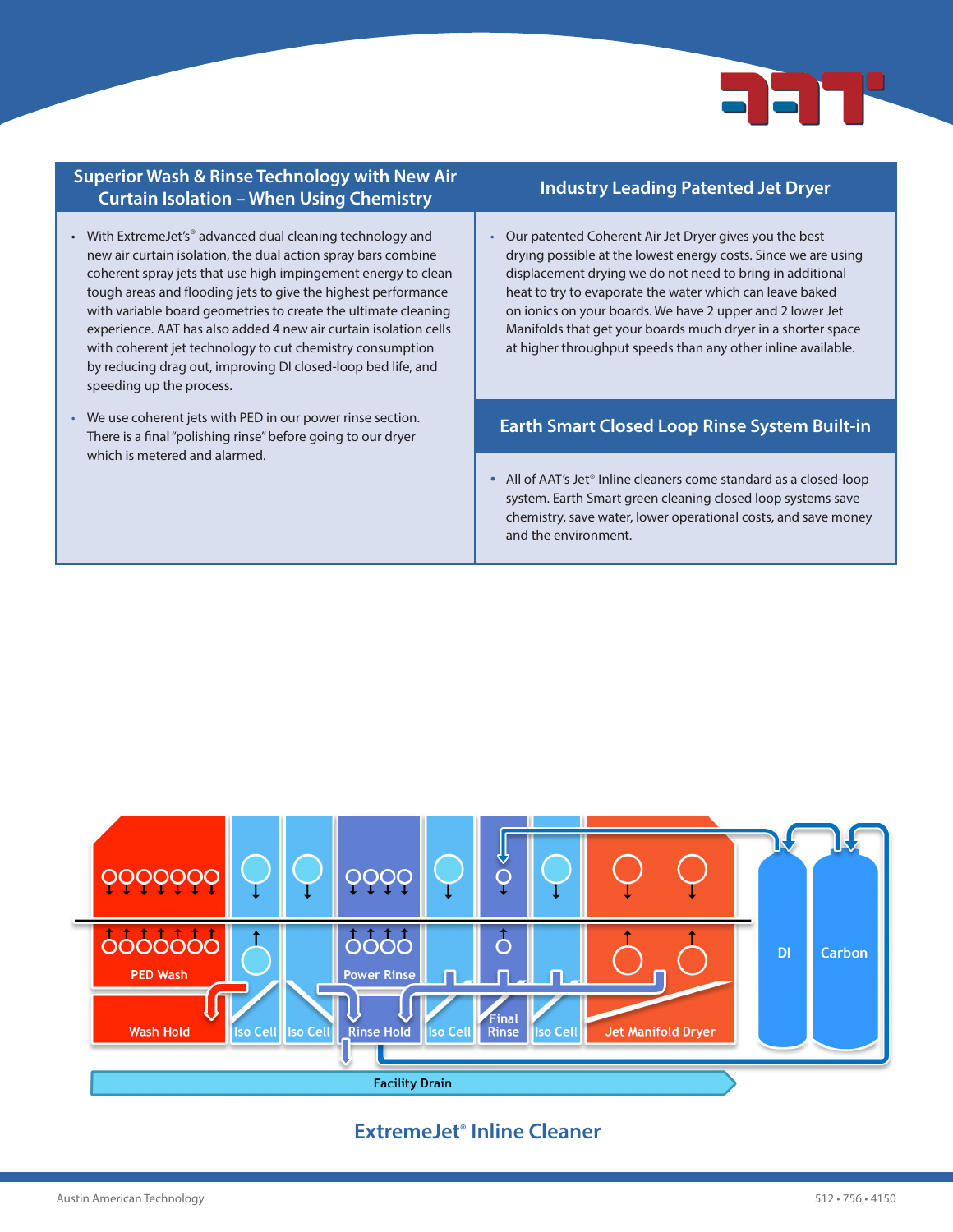## Superior Wash & Rinse Technology with New Air Curtain Isolation – When Using Chemistry

- With ExtremeJet's® advanced dual cleaning technology and new air curtain isolation, the dual action spray bars combine coherent spray jets that use high impingement energy to clean tough areas and flooding jets to give the highest performance with variable board geometries to create the ultimate cleaning experience. AAT has also added 4 new air curtain isolation cells with coherent jet technology to cut chemistry consumption by reducing drag out, improving DI closed-loop bed life, and speeding up the process.
- We use coherent jets with PED in our power rinse section. There is a final "polishing rinse" before going to our dryer which is metered and alarmed.

## Industry Leading Patented Jet Dryer

- Our patented Coherent Air Jet Dryer gives you the best drying possible at the lowest energy costs. Since we are using displacement drying we do not need to bring in additional heat to try to evaporate the water which can leave baked on ionics on your boards. We have 2 upper and 2 lower Jet Manifolds that get your boards much dryer in a shorter space at higher throughput speeds than any other inline available.

## Earth Smart Closed Loop Rinse System Built-in

- All of AAT's Jet® Inline cleaners come standard as a closed-loop system. Earth Smart green cleaning closed loop systems save chemistry, save water, lower operational costs, and save money and the environment.

PED Wash
Wash Hold
Iso Cell
Iso Cell
Power Rinse
Rinse Hold
Iso Cell
Final Rinse
Iso Cell
Jet Manifold Dryer
DI
Carbon
Facility Drain

ExtremeJet® Inline Cleaner